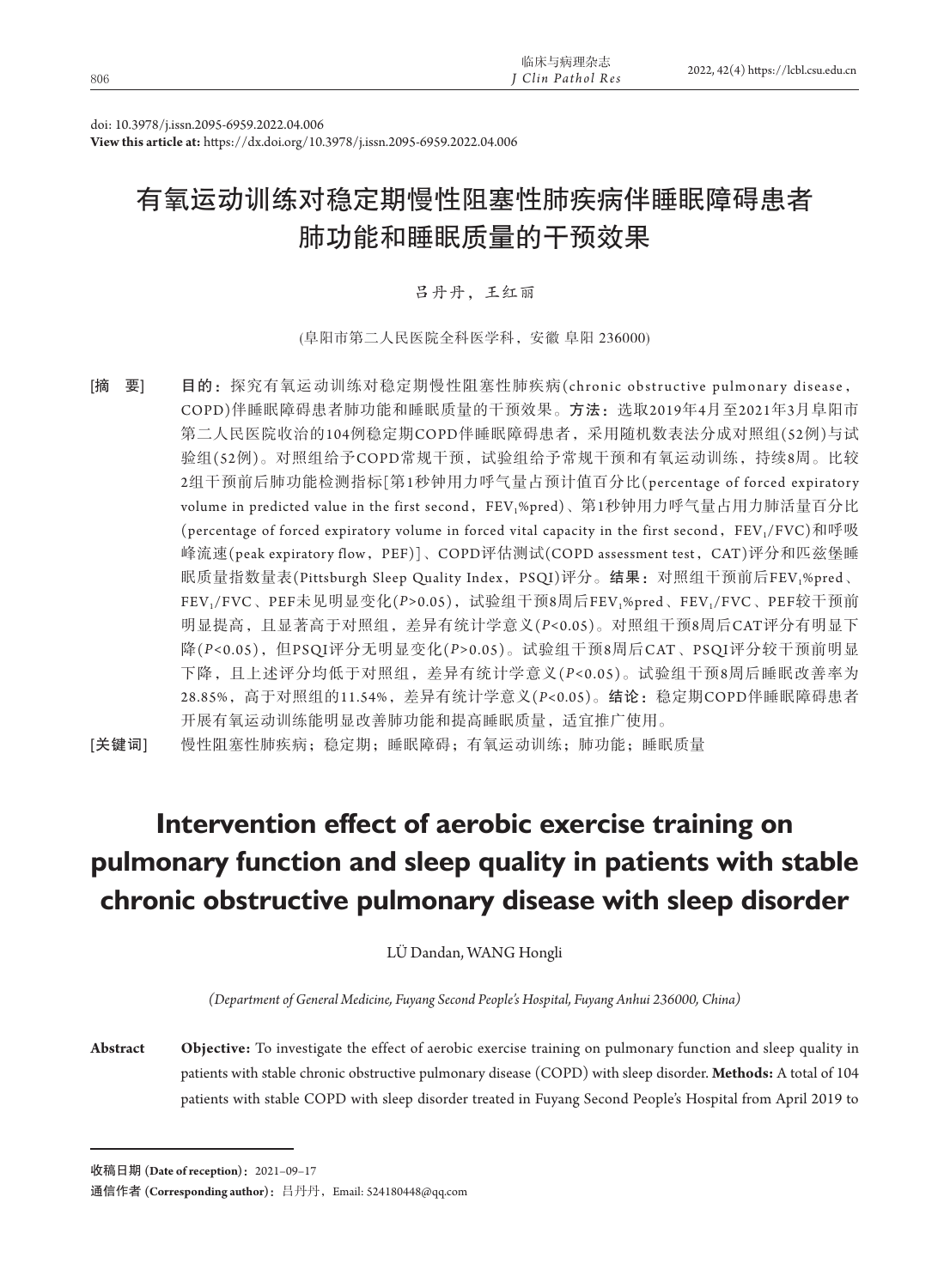doi: 10.3978/j.issn.2095-6959.2022.04.006
**View this article at:** https://dx.doi.org/10.3978/j.issn.2095-6959.2022.04.006

# 有氧运动训练对稳定期慢性阻塞性肺疾病伴睡眠障碍患者肺功能和睡眠质量的干预效果

吕丹丹，王红丽

(阜阳市第二人民医院全科医学科，安徽 阜阳 236000)

[摘　要]　**目的：**探究有氧运动训练对稳定期慢性阻塞性肺疾病(chronic obstructive pulmonary disease，COPD)伴睡眠障碍患者肺功能和睡眠质量的干预效果。**方法：**选取2019年4月至2021年3月阜阳市第二人民医院收治的104例稳定期COPD伴睡眠障碍患者，采用随机数表法分成对照组(52例)与试验组(52例)。对照组给予COPD常规干预，试验组给予常规干预和有氧运动训练，持续8周。比较2组干预前后肺功能检测指标[第1秒钟用力呼气量占预计值百分比(percentage of forced expiratory volume in predicted value in the first second，$FEV_1$%pred)、第1秒钟用力呼气量占用力肺活量百分比(percentage of forced expiratory volume in forced vital capacity in the first second，$FEV_1$/FVC)和呼吸峰流速(peak expiratory flow，PEF)]、COPD评估测试(COPD assessment test，CAT)评分和匹兹堡睡眠质量指数量表(Pittsburgh Sleep Quality Index，PSQI)评分。**结果：**对照组干预前后$FEV_1$%pred、$FEV_1$/FVC、PEF未见明显变化($P$>0.05)，试验组干预8周后$FEV_1$%pred、$FEV_1$/FVC、PEF较干预前明显提高，且显著高于对照组，差异有统计学意义($P$<0.05)。对照组干预8周后CAT评分有明显下降($P$<0.05)，但PSQI评分无明显变化($P$>0.05)。试验组干预8周后CAT、PSQI评分较干预前明显下降，且上述评分均低于对照组，差异有统计学意义($P$<0.05)。试验组干预8周后睡眠改善率为28.85%，高于对照组的11.54%，差异有统计学意义($P$<0.05)。**结论：**稳定期COPD伴睡眠障碍患者开展有氧运动训练能明显改善肺功能和提高睡眠质量，适宜推广使用。

[关键词]　慢性阻塞性肺疾病；稳定期；睡眠障碍；有氧运动训练；肺功能；睡眠质量

# Intervention effect of aerobic exercise training on pulmonary function and sleep quality in patients with stable chronic obstructive pulmonary disease with sleep disorder

LÜ Dandan, WANG Hongli

*(Department of General Medicine, Fuyang Second People's Hospital, Fuyang Anhui 236000, China)*

**Abstract**　**Objective:** To investigate the effect of aerobic exercise training on pulmonary function and sleep quality in patients with stable chronic obstructive pulmonary disease (COPD) with sleep disorder. **Methods:** A total of 104 patients with stable COPD with sleep disorder treated in Fuyang Second People's Hospital from April 2019 to

---

收稿日期 (**Date of reception**)：2021–09–17

通信作者 (**Corresponding author**)：吕丹丹，Email: 524180448@qq.com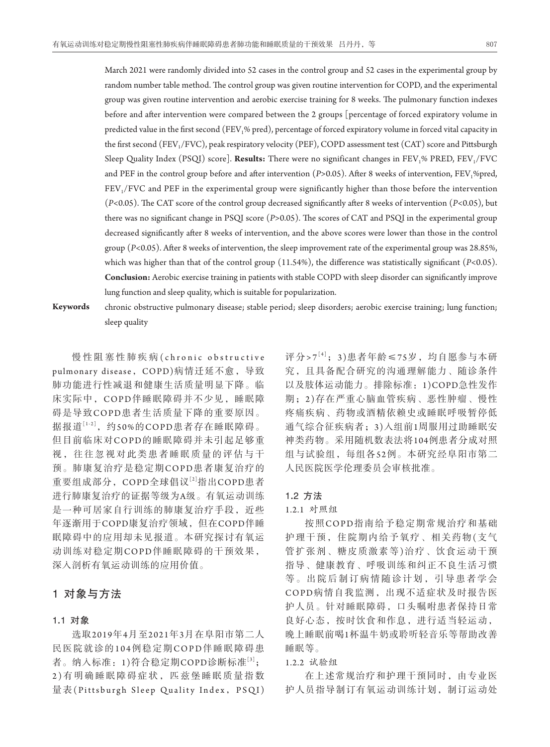March 2021 were randomly divided into 52 cases in the control group and 52 cases in the experimental group by random number table method. The control group was given routine intervention for COPD, and the experimental group was given routine intervention and aerobic exercise training for 8 weeks. The pulmonary function indexes before and after intervention were compared between the 2 groups [percentage of forced expiratory volume in predicted value in the first second ($FEV_1$% pred), percentage of forced expiratory volume in forced vital capacity in the first second ($FEV_1$/FVC), peak respiratory velocity (PEF), COPD assessment test (CAT) score and Pittsburgh Sleep Quality Index (PSQI) score]. **Results:** There were no significant changes in $FEV_1$% PRED, $FEV_1$/FVC and PEF in the control group before and after intervention ($P$>0.05). After 8 weeks of intervention, $FEV_1$%pred, $FEV_1$/FVC and PEF in the experimental group were significantly higher than those before the intervention ($P$<0.05). The CAT score of the control group decreased significantly after 8 weeks of intervention ($P$<0.05), but there was no significant change in PSQI score ($P$>0.05). The scores of CAT and PSQI in the experimental group decreased significantly after 8 weeks of intervention, and the above scores were lower than those in the control group ($P$<0.05). After 8 weeks of intervention, the sleep improvement rate of the experimental group was 28.85%, which was higher than that of the control group (11.54%), the difference was statistically significant ($P$<0.05). **Conclusion:** Aerobic exercise training in patients with stable COPD with sleep disorder can significantly improve lung function and sleep quality, which is suitable for popularization.

**Keywords** chronic obstructive pulmonary disease; stable period; sleep disorders; aerobic exercise training; lung function; sleep quality

慢性阻塞性肺疾病(chronic obstructive pulmonary disease，COPD)病情迁延不愈，导致肺功能进行性减退和健康生活质量明显下降。临床实际中，COPD伴睡眠障碍并不少见，睡眠障碍是导致COPD患者生活质量下降的重要原因。据报道[1-2]，约50%的COPD患者存在睡眠障碍。但目前临床对COPD的睡眠障碍并未引起足够重视，往往忽视对此类患者睡眠质量的评估与干预。肺康复治疗是稳定期COPD患者康复治疗的重要组成部分，COPD全球倡议[2]指出COPD患者进行肺康复治疗的证据等级为A级。有氧运动训练是一种可居家自行训练的肺康复治疗手段，近些年逐渐用于COPD康复治疗领域，但在COPD伴睡眠障碍中的应用却未见报道。本研究探讨有氧运动训练对稳定期COPD伴睡眠障碍的干预效果，深入剖析有氧运动训练的应用价值。

## 1 对象与方法

### 1.1 对象

选取2019年4月至2021年3月在阜阳市第二人民医院就诊的104例稳定期COPD伴睡眠障碍患者。纳入标准：1)符合稳定期COPD诊断标准[3]；2)有明确睡眠障碍症状，匹兹堡睡眠质量指数量表(Pittsburgh Sleep Quality Index，PSQI)评分>7[4]；3)患者年龄≤75岁，均自愿参与本研究，且具备配合研究的沟通理解能力、随诊条件以及肢体运动能力。排除标准：1)COPD急性发作期；2)存在严重心脑血管疾病、恶性肿瘤、慢性疼痛疾病、药物或酒精依赖史或睡眠呼吸暂停低通气综合征疾病者；3)入组前1周服用过助睡眠安神类药物。采用随机数表法将104例患者分成对照组与试验组，每组各52例。本研究经阜阳市第二人民医院医学伦理委员会审核批准。

### 1.2 方法

#### 1.2.1 对照组

按照COPD指南给予稳定期常规治疗和基础护理干预，住院期内给予氧疗、相关药物(支气管扩张剂、糖皮质激素等)治疗、饮食运动干预指导、健康教育、呼吸训练和纠正不良生活习惯等。出院后制订病情随诊计划，引导患者学会COPD病情自我监测，出现不适症状及时报告医护人员。针对睡眠障碍，口头嘱咐患者保持日常良好心态，按时饮食和作息，进行适当轻运动，晚上睡眠前喝1杯温牛奶或聆听轻音乐等帮助改善睡眠等。

#### 1.2.2 试验组

在上述常规治疗和护理干预同时，由专业医护人员指导制订有氧运动训练计划，制订运动处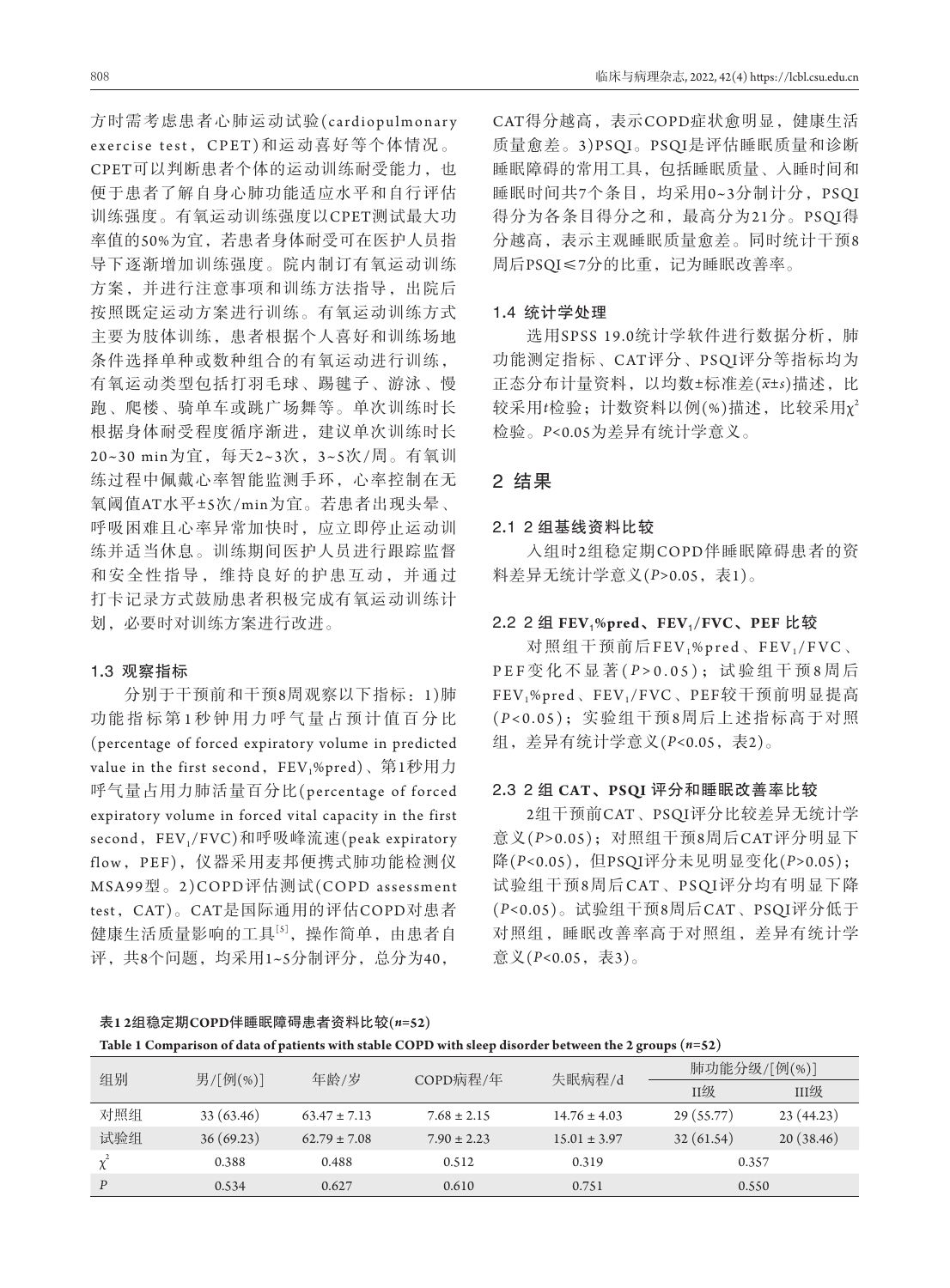方时需考虑患者心肺运动试验(cardiopulmonary exercise test，CPET)和运动喜好等个体情况。CPET可以判断患者个体的运动训练耐受能力，也便于患者了解自身心肺功能适应水平和自行评估训练强度。有氧运动训练强度以CPET测试最大功率值的50%为宜，若患者身体耐受可在医护人员指导下逐渐增加训练强度。院内制订有氧运动训练方案，并进行注意事项和训练方法指导，出院后按照既定运动方案进行训练。有氧运动训练方式主要为肢体训练，患者根据个人喜好和训练场地条件选择单种或数种组合的有氧运动进行训练，有氧运动类型包括打羽毛球、踢毽子、游泳、慢跑、爬楼、骑单车或跳广场舞等。单次训练时长根据身体耐受程度循序渐进，建议单次训练时长20~30 min为宜，每天2~3次，3~5次/周。有氧训练过程中佩戴心率智能监测手环，心率控制在无氧阈值AT水平±5次/min为宜。若患者出现头晕、呼吸困难且心率异常加快时，应立即停止运动训练并适当休息。训练期间医护人员进行跟踪监督和安全性指导，维持良好的护患互动，并通过打卡记录方式鼓励患者积极完成有氧运动训练计划，必要时对训练方案进行改进。

### 1.3 观察指标

分别于干预前和干预8周观察以下指标：1)肺功能指标第1秒钟用力呼气量占预计值百分比(percentage of forced expiratory volume in predicted value in the first second，$FEV_1$%pred)、第1秒用力呼气量占用力肺活量百分比(percentage of forced expiratory volume in forced vital capacity in the first second，$FEV_1$/FVC)和呼吸峰流速(peak expiratory flow，PEF)，仪器采用麦邦便携式肺功能检测仪MSA99型。2)COPD评估测试(COPD assessment test，CAT)。CAT是国际通用的评估COPD对患者健康生活质量影响的工具[5]，操作简单，由患者自评，共8个问题，均采用1~5分制评分，总分为40，CAT得分越高，表示COPD症状愈明显，健康生活质量愈差。3)PSQI。PSQI是评估睡眠质量和诊断睡眠障碍的常用工具，包括睡眠质量、入睡时间和睡眠时间共7个条目，均采用0~3分制计分，PSQI得分为各条目得分之和，最高分为21分。PSQI得分越高，表示主观睡眠质量愈差。同时统计干预8周后PSQI≤7分的比重，记为睡眠改善率。

### 1.4 统计学处理

选用SPSS 19.0统计学软件进行数据分析，肺功能测定指标、CAT评分、PSQI评分等指标均为正态分布计量资料，以均数±标准差($\bar{x}\pm s$)描述，比较采用$t$检验；计数资料以例(%)描述，比较采用$\chi^2$检验。$P$<0.05为差异有统计学意义。

## 2 结果

### 2.1 2组基线资料比较

入组时2组稳定期COPD伴睡眠障碍患者的资料差异无统计学意义($P$>0.05，表1)。

### 2.2 2组 $FEV_1$%pred、$FEV_1$/FVC、PEF 比较

对照组干预前后$FEV_1$%pred、$FEV_1$/FVC、PEF变化不显著($P$>0.05)；试验组干预8周后$FEV_1$%pred、$FEV_1$/FVC、PEF较干预前明显提高($P$<0.05)；实验组干预8周后上述指标高于对照组，差异有统计学意义($P$<0.05，表2)。

### 2.3 2组 CAT、PSQI 评分和睡眠改善率比较

2组干预前CAT、PSQI评分比较差异无统计学意义($P$>0.05)；对照组干预8周后CAT评分明显下降($P$<0.05)，但PSQI评分未见明显变化($P$>0.05)；试验组干预8周后CAT、PSQI评分均有明显下降($P$<0.05)。试验组干预8周后CAT、PSQI评分低于对照组，睡眠改善率高于对照组，差异有统计学意义($P$<0.05，表3)。

**表1 2组稳定期COPD伴睡眠障碍患者资料比较($n$=52)**

**Table 1 Comparison of data of patients with stable COPD with sleep disorder between the 2 groups ($n$=52)**

| 组别 | 男/[例(%)] | 年龄/岁 | COPD病程/年 | 失眠病程/d | 肺功能分级/[例(%)] | |
|---|---|---|---|---|---|---|
| | | | | | II级 | III级 |
| 对照组 | 33 (63.46) | 63.47 ± 7.13 | 7.68 ± 2.15 | 14.76 ± 4.03 | 29 (55.77) | 23 (44.23) |
| 试验组 | 36 (69.23) | 62.79 ± 7.08 | 7.90 ± 2.23 | 15.01 ± 3.97 | 32 (61.54) | 20 (38.46) |
| $\chi^2$ | 0.388 | 0.488 | 0.512 | 0.319 | 0.357 | |
| $P$ | 0.534 | 0.627 | 0.610 | 0.751 | 0.550 | |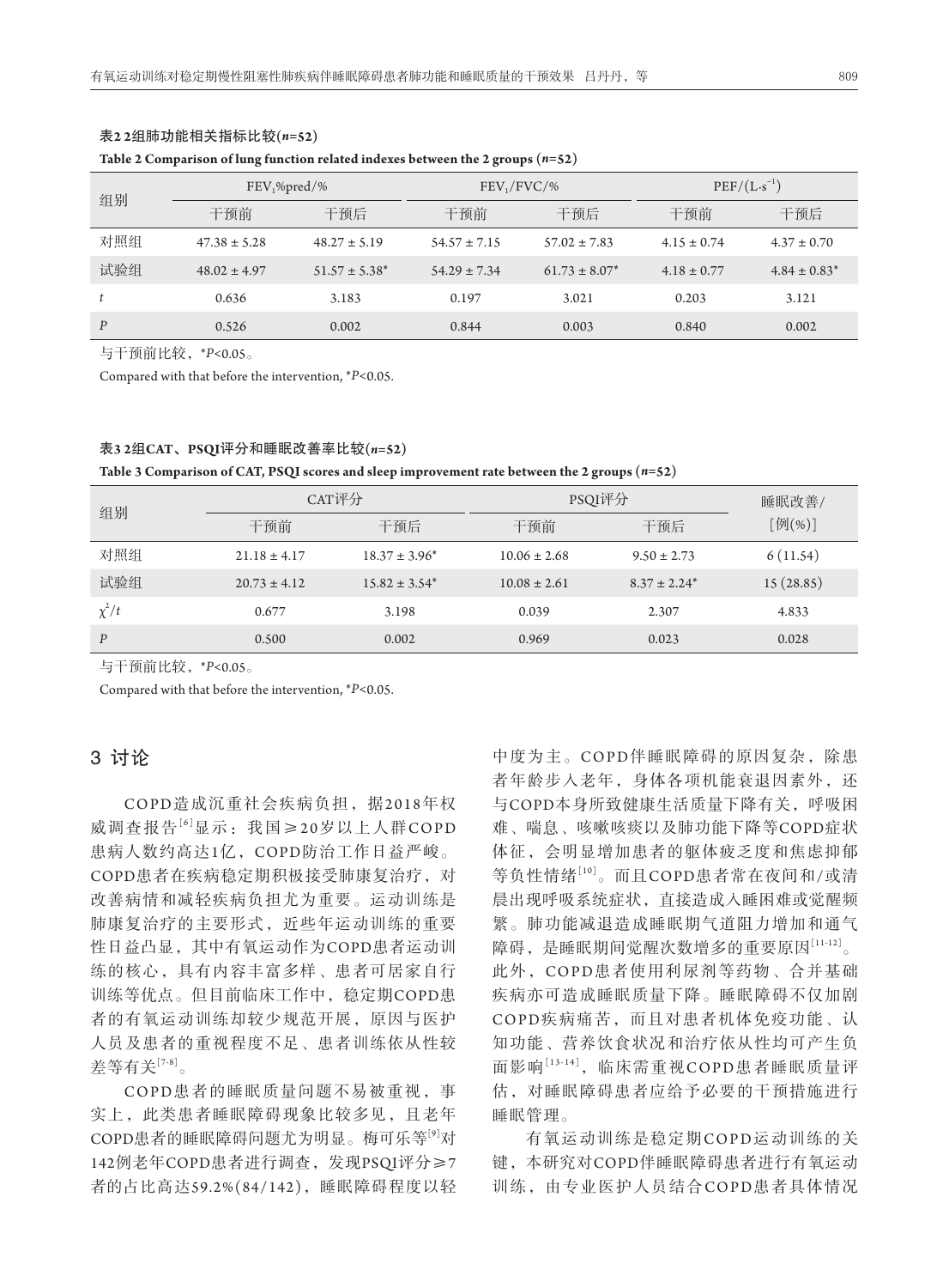**表2 2组肺功能相关指标比较(*n*=52)**

**Table 2 Comparison of lung function related indexes between the 2 groups (*n*=52)**

| 组别 | $FEV_1$%pred/% | | $FEV_1$/FVC/% | | PEF/$(L \cdot s^{-1})$ | |
|---|---|---|---|---|---|---|
| | 干预前 | 干预后 | 干预前 | 干预后 | 干预前 | 干预后 |
| 对照组 | 47.38 ± 5.28 | 48.27 ± 5.19 | 54.57 ± 7.15 | 57.02 ± 7.83 | 4.15 ± 0.74 | 4.37 ± 0.70 |
| 试验组 | 48.02 ± 4.97 | 51.57 ± 5.38* | 54.29 ± 7.34 | 61.73 ± 8.07* | 4.18 ± 0.77 | 4.84 ± 0.83* |
| *t* | 0.636 | 3.183 | 0.197 | 3.021 | 0.203 | 3.121 |
| *P* | 0.526 | 0.002 | 0.844 | 0.003 | 0.840 | 0.002 |

与干预前比较，*$P$<0.05。

Compared with that before the intervention, *$P$<0.05.

**表3 2组CAT、PSQI评分和睡眠改善率比较(*n*=52)**

**Table 3 Comparison of CAT, PSQI scores and sleep improvement rate between the 2 groups (*n*=52)**

| 组别 | CAT评分 | | PSQI评分 | | 睡眠改善/[例(%)] |
|---|---|---|---|---|---|
| | 干预前 | 干预后 | 干预前 | 干预后 | |
| 对照组 | 21.18 ± 4.17 | 18.37 ± 3.96* | 10.06 ± 2.68 | 9.50 ± 2.73 | 6 (11.54) |
| 试验组 | 20.73 ± 4.12 | 15.82 ± 3.54* | 10.08 ± 2.61 | 8.37 ± 2.24* | 15 (28.85) |
| $\chi^2$/*t* | 0.677 | 3.198 | 0.039 | 2.307 | 4.833 |
| *P* | 0.500 | 0.002 | 0.969 | 0.023 | 0.028 |

与干预前比较，*$P$<0.05。

Compared with that before the intervention, *$P$<0.05.

## 3 讨论

COPD造成沉重社会疾病负担，据2018年权威调查报告[6]显示：我国≥20岁以上人群COPD患病人数约高达1亿，COPD防治工作日益严峻。COPD患者在疾病稳定期积极接受肺康复治疗，对改善病情和减轻疾病负担尤为重要。运动训练是肺康复治疗的主要形式，近些年运动训练的重要性日益凸显，其中有氧运动作为COPD患者运动训练的核心，具有内容丰富多样、患者可居家自行训练等优点。但目前临床工作中，稳定期COPD患者的有氧运动训练却较少规范开展，原因与医护人员及患者的重视程度不足、患者训练依从性较差等有关[7-8]。

COPD患者的睡眠质量问题不易被重视，事实上，此类患者睡眠障碍现象比较多见，且老年COPD患者的睡眠障碍问题尤为明显。梅可乐等[9]对142例老年COPD患者进行调查，发现PSQI评分≥7者的占比高达59.2%(84/142)，睡眠障碍程度以轻中度为主。COPD伴睡眠障碍的原因复杂，除患者年龄步入老年，身体各项机能衰退因素外，还与COPD本身所致健康生活质量下降有关，呼吸困难、喘息、咳嗽咳痰以及肺功能下降等COPD症状体征，会明显增加患者的躯体疲乏度和焦虑抑郁等负性情绪[10]。而且COPD患者常在夜间和/或清晨出现呼吸系统症状，直接造成入睡困难或觉醒频繁。肺功能减退造成睡眠期气道阻力增加和通气障碍，是睡眠期间觉醒次数增多的重要原因[11-12]。此外，COPD患者使用利尿剂等药物、合并基础疾病亦可造成睡眠质量下降。睡眠障碍不仅加剧COPD疾病痛苦，而且对患者机体免疫功能、认知功能、营养饮食状况和治疗依从性均可产生负面影响[13-14]，临床需重视COPD患者睡眠质量评估，对睡眠障碍患者应给予必要的干预措施进行睡眠管理。

有氧运动训练是稳定期COPD运动训练的关键，本研究对COPD伴睡眠障碍患者进行有氧运动训练，由专业医护人员结合COPD患者具体情况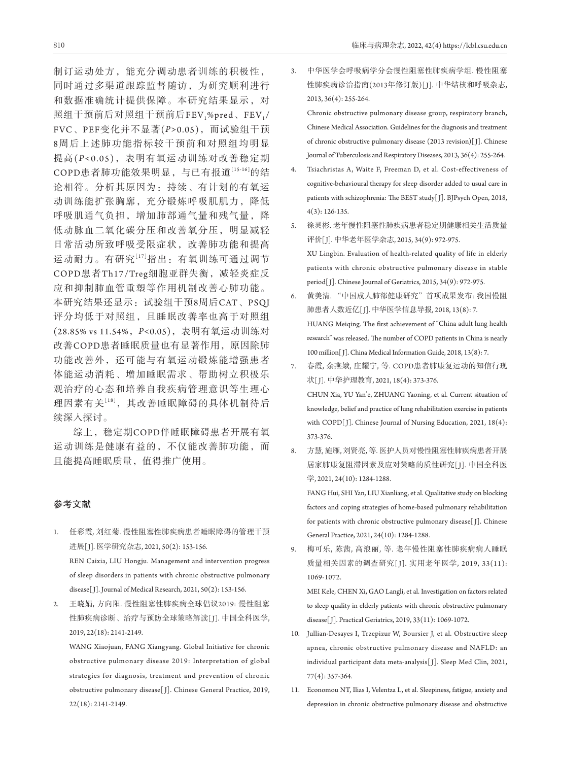制订运动处方，能充分调动患者训练的积极性，同时通过多渠道跟踪监督随访，为研究顺利进行和数据准确统计提供保障。本研究结果显示，对照组干预前后对照组干预前后$FEV_1$%pred、$FEV_1$/FVC、PEF变化并不显著($P$>0.05)，而试验组干预8周后上述肺功能指标较干预前和对照组均明显提高($P$<0.05)，表明有氧运动训练对改善稳定期COPD患者肺功能效果明显，与已有报道[15-16]的结论相符。分析其原因为：持续、有计划的有氧运动训练能扩张胸廓，充分锻炼呼吸肌肌力，降低呼吸肌通气负担，增加肺部通气量和残气量，降低动脉血二氧化碳分压和改善氧分压，明显减轻日常活动所致呼吸受限症状，改善肺功能和提高运动耐力。有研究[17]指出：有氧训练可通过调节COPD患者Th17/Treg细胞亚群失衡，减轻炎症反应和抑制肺血管重塑等作用机制改善心肺功能。本研究结果还显示：试验组干预8周后CAT、PSQI评分均低于对照组，且睡眠改善率也高于对照组(28.85% vs 11.54%，$P$<0.05)，表明有氧运动训练对改善COPD患者睡眠质量也有显著作用，原因除肺功能改善外，还可能与有氧运动锻炼能增强患者体能运动消耗、增加睡眠需求、帮助树立积极乐观治疗的心态和培养自我疾病管理意识等生理心理因素有关[18]，其改善睡眠障碍的具体机制待后续深入探讨。

综上，稳定期COPD伴睡眠障碍患者开展有氧运动训练是健康有益的，不仅能改善肺功能，而且能提高睡眠质量，值得推广使用。

## 参考文献

1. 任彩霞, 刘红菊. 慢性阻塞性肺疾病患者睡眠障碍的管理干预进展[J]. 医学研究杂志, 2021, 50(2): 153-156.
   REN Caixia, LIU Hongju. Management and intervention progress of sleep disorders in patients with chronic obstructive pulmonary disease[J]. Journal of Medical Research, 2021, 50(2): 153-156.
2. 王晓娟, 方向阳. 慢性阻塞性肺疾病全球倡议2019: 慢性阻塞性肺疾病诊断、治疗与预防全球策略解读[J]. 中国全科医学, 2019, 22(18): 2141-2149.
   WANG Xiaojuan, FANG Xiangyang. Global Initiative for chronic obstructive pulmonary disease 2019: Interpretation of global strategies for diagnosis, treatment and prevention of chronic obstructive pulmonary disease[J]. Chinese General Practice, 2019, 22(18): 2141-2149.
3. 中华医学会呼吸病学分会慢性阻塞性肺疾病学组. 慢性阻塞性肺疾病诊治指南(2013年修订版)[J]. 中华结核和呼吸杂志, 2013, 36(4): 255-264.
   Chronic obstructive pulmonary disease group, respiratory branch, Chinese Medical Association. Guidelines for the diagnosis and treatment of chronic obstructive pulmonary disease (2013 revision)[J]. Chinese Journal of Tuberculosis and Respiratory Diseases, 2013, 36(4): 255-264.
4. Tsiachristas A, Waite F, Freeman D, et al. Cost-effectiveness of cognitive-behavioural therapy for sleep disorder added to usual care in patients with schizophrenia: The BEST study[J]. BJPsych Open, 2018, 4(3): 126-135.
5. 徐灵彬. 老年慢性阻塞性肺疾病患者稳定期健康相关生活质量评价[J]. 中华老年医学杂志, 2015, 34(9): 972-975.
   XU Lingbin. Evaluation of health-related quality of life in elderly patients with chronic obstructive pulmonary disease in stable period[J]. Chinese Journal of Geriatrics, 2015, 34(9): 972-975.
6. 黄美清. "中国成人肺部健康研究"首项成果发布: 我国慢阻肺患者人数近亿[J]. 中华医学信息导报, 2018, 13(8): 7.
   HUANG Meiqing. The first achievement of "China adult lung health research" was released. The number of COPD patients in China is nearly 100 million[J]. China Medical Information Guide, 2018, 13(8): 7.
7. 春霞, 余燕娥, 庄耀宁, 等. COPD患者肺康复运动的知信行现状[J]. 中华护理教育, 2021, 18(4): 373-376.
   CHUN Xia, YU Yan'e, ZHUANG Yaoning, et al. Current situation of knowledge, belief and practice of lung rehabilitation exercise in patients with COPD[J]. Chinese Journal of Nursing Education, 2021, 18(4): 373-376.
8. 方慧, 施雁, 刘贤亮, 等. 医护人员对慢性阻塞性肺疾病患者开展居家肺康复阻滞因素及应对策略的质性研究[J]. 中国全科医学, 2021, 24(10): 1284-1288.
   FANG Hui, SHI Yan, LIU Xianliang, et al. Qualitative study on blocking factors and coping strategies of home-based pulmonary rehabilitation for patients with chronic obstructive pulmonary disease[J]. Chinese General Practice, 2021, 24(10): 1284-1288.
9. 梅可乐, 陈茜, 高浪丽, 等. 老年慢性阻塞性肺疾病病人睡眠质量相关因素的调查研究[J]. 实用老年医学, 2019, 33(11): 1069-1072.
   MEI Kele, CHEN Xi, GAO Langli, et al. Investigation on factors related to sleep quality in elderly patients with chronic obstructive pulmonary disease[J]. Practical Geriatrics, 2019, 33(11): 1069-1072.
10. Jullian-Desayes I, Trzepizur W, Boursier J, et al. Obstructive sleep apnea, chronic obstructive pulmonary disease and NAFLD: an individual participant data meta-analysis[J]. Sleep Med Clin, 2021, 77(4): 357-364.
11. Economou NT, Ilias I, Velentza L, et al. Sleepiness, fatigue, anxiety and depression in chronic obstructive pulmonary disease and obstructive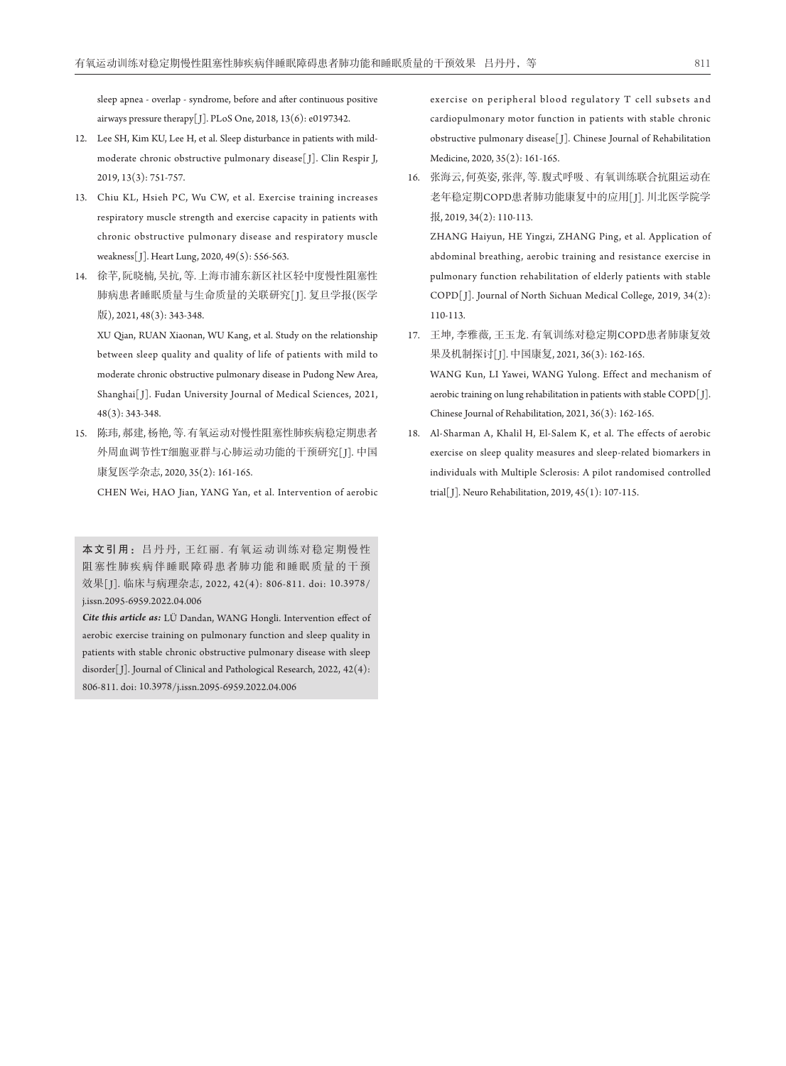sleep apnea - overlap - syndrome, before and after continuous positive airways pressure therapy[J]. PLoS One, 2018, 13(6): e0197342.

12. Lee SH, Kim KU, Lee H, et al. Sleep disturbance in patients with mild-moderate chronic obstructive pulmonary disease[J]. Clin Respir J, 2019, 13(3): 751-757.
13. Chiu KL, Hsieh PC, Wu CW, et al. Exercise training increases respiratory muscle strength and exercise capacity in patients with chronic obstructive pulmonary disease and respiratory muscle weakness[J]. Heart Lung, 2020, 49(5): 556-563.
14. 徐芊, 阮晓楠, 吴抗, 等. 上海市浦东新区社区轻中度慢性阻塞性肺病患者睡眠质量与生命质量的关联研究[J]. 复旦学报(医学版), 2021, 48(3): 343-348.

    XU Qian, RUAN Xiaonan, WU Kang, et al. Study on the relationship between sleep quality and quality of life of patients with mild to moderate chronic obstructive pulmonary disease in Pudong New Area, Shanghai[J]. Fudan University Journal of Medical Sciences, 2021, 48(3): 343-348.
15. 陈玮, 郝建, 杨艳, 等. 有氧运动对慢性阻塞性肺疾病稳定期患者外周血调节性T细胞亚群与心肺运动功能的干预研究[J]. 中国康复医学杂志, 2020, 35(2): 161-165.

    CHEN Wei, HAO Jian, YANG Yan, et al. Intervention of aerobic exercise on peripheral blood regulatory T cell subsets and cardiopulmonary motor function in patients with stable chronic obstructive pulmonary disease[J]. Chinese Journal of Rehabilitation Medicine, 2020, 35(2): 161-165.
16. 张海云, 何英姿, 张萍, 等. 腹式呼吸、有氧训练联合抗阻运动在老年稳定期COPD患者肺功能康复中的应用[J]. 川北医学院学报, 2019, 34(2): 110-113.

    ZHANG Haiyun, HE Yingzi, ZHANG Ping, et al. Application of abdominal breathing, aerobic training and resistance exercise in pulmonary function rehabilitation of elderly patients with stable COPD[J]. Journal of North Sichuan Medical College, 2019, 34(2): 110-113.
17. 王坤, 李雅薇, 王玉龙. 有氧训练对稳定期COPD患者肺康复效果及机制探讨[J]. 中国康复, 2021, 36(3): 162-165.

    WANG Kun, LI Yawei, WANG Yulong. Effect and mechanism of aerobic training on lung rehabilitation in patients with stable COPD[J]. Chinese Journal of Rehabilitation, 2021, 36(3): 162-165.
18. Al-Sharman A, Khalil H, El-Salem K, et al. The effects of aerobic exercise on sleep quality measures and sleep-related biomarkers in individuals with Multiple Sclerosis: A pilot randomised controlled trial[J]. Neuro Rehabilitation, 2019, 45(1): 107-115.

**本文引用：** 吕丹丹, 王红丽. 有氧运动训练对稳定期慢性阻塞性肺疾病伴睡眠障碍患者肺功能和睡眠质量的干预效果[J]. 临床与病理杂志, 2022, 42(4): 806-811. doi: 10.3978/j.issn.2095-6959.2022.04.006

***Cite this article as:*** LÜ Dandan, WANG Hongli. Intervention effect of aerobic exercise training on pulmonary function and sleep quality in patients with stable chronic obstructive pulmonary disease with sleep disorder[J]. Journal of Clinical and Pathological Research, 2022, 42(4): 806-811. doi: 10.3978/j.issn.2095-6959.2022.04.006